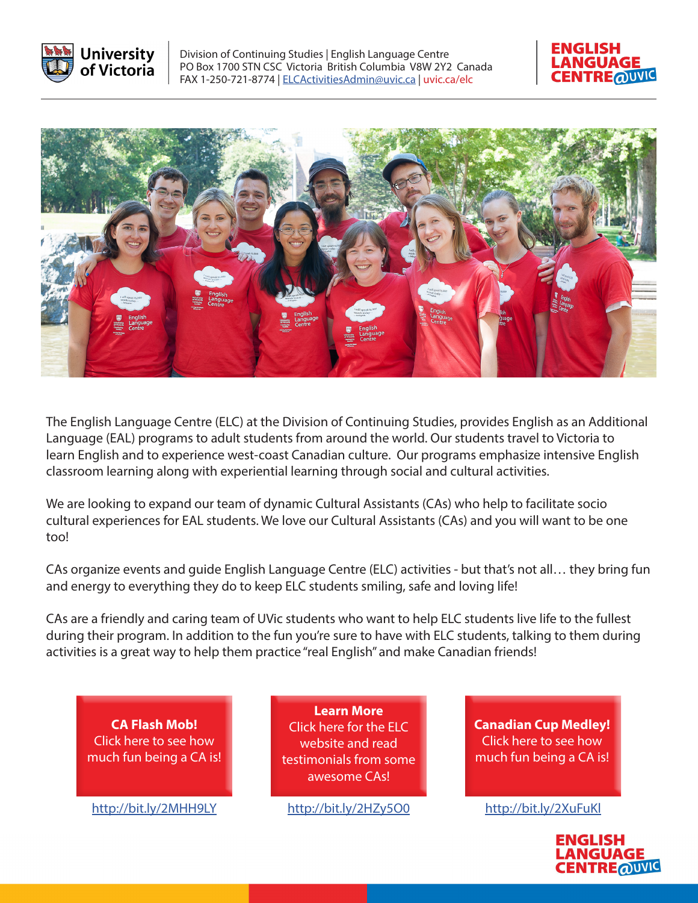University of Victoria

Division of Continuing Studies | English Language Centre
PO Box 1700 STN CSC Victoria British Columbia V8W 2Y2 Canada
FAX 1-250-721-8774 | ELCActivitiesAdmin@uvic.ca | uvic.ca/elc

ENGLISH LANGUAGE CENTRE@UVIC

The English Language Centre (ELC) at the Division of Continuing Studies, provides English as an Additional Language (EAL) programs to adult students from around the world. Our students travel to Victoria to learn English and to experience west-coast Canadian culture. Our programs emphasize intensive English classroom learning along with experiential learning through social and cultural activities.

We are looking to expand our team of dynamic Cultural Assistants (CAs) who help to facilitate socio cultural experiences for EAL students. We love our Cultural Assistants (CAs) and you will want to be one too!

CAs organize events and guide English Language Centre (ELC) activities - but that's not all… they bring fun and energy to everything they do to keep ELC students smiling, safe and loving life!

CAs are a friendly and caring team of UVic students who want to help ELC students live life to the fullest during their program. In addition to the fun you're sure to have with ELC students, talking to them during activities is a great way to help them practice "real English" and make Canadian friends!

**CA Flash Mob!**
Click here to see how much fun being a CA is!

http://bit.ly/2MHH9LY

**Learn More**
Click here for the ELC website and read testimonials from some awesome CAs!

http://bit.ly/2HZy5O0

**Canadian Cup Medley!**
Click here to see how much fun being a CA is!

http://bit.ly/2XuFuKl

ENGLISH LANGUAGE CENTRE@UVIC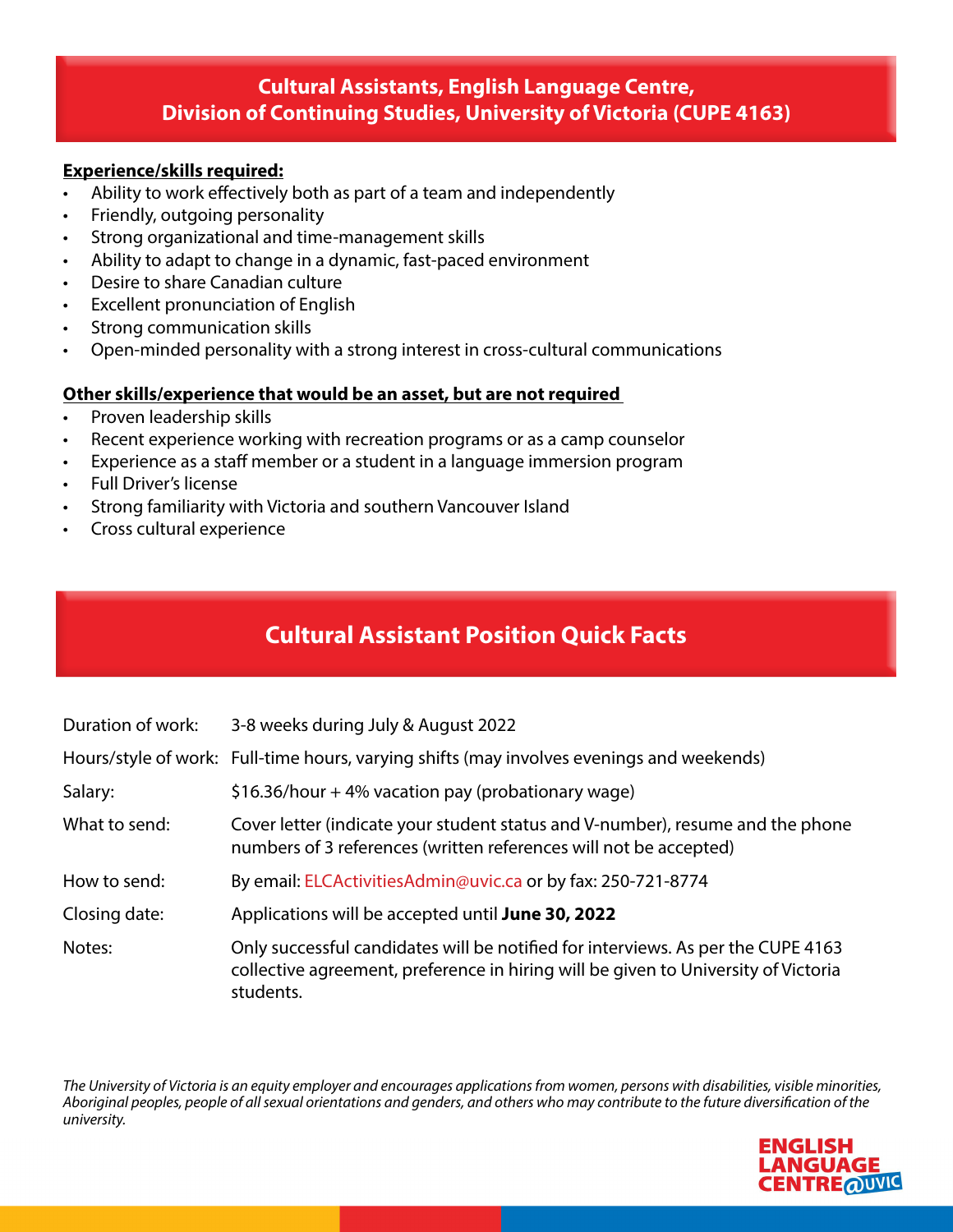## Cultural Assistants, English Language Centre, Division of Continuing Studies, University of Victoria (CUPE 4163)

**Experience/skills required:**

- Ability to work effectively both as part of a team and independently
- Friendly, outgoing personality
- Strong organizational and time-management skills
- Ability to adapt to change in a dynamic, fast-paced environment
- Desire to share Canadian culture
- Excellent pronunciation of English
- Strong communication skills
- Open-minded personality with a strong interest in cross-cultural communications

**Other skills/experience that would be an asset, but are not required**

- Proven leadership skills
- Recent experience working with recreation programs or as a camp counselor
- Experience as a staff member or a student in a language immersion program
- Full Driver's license
- Strong familiarity with Victoria and southern Vancouver Island
- Cross cultural experience

## Cultural Assistant Position Quick Facts

| | |
|---|---|
| Duration of work: | 3-8 weeks during July & August 2022 |
| Hours/style of work: | Full-time hours, varying shifts (may involves evenings and weekends) |
| Salary: | $16.36/hour + 4% vacation pay (probationary wage) |
| What to send: | Cover letter (indicate your student status and V-number), resume and the phone numbers of 3 references (written references will not be accepted) |
| How to send: | By email: ELCActivitiesAdmin@uvic.ca or by fax: 250-721-8774 |
| Closing date: | Applications will be accepted until **June 30, 2022** |
| Notes: | Only successful candidates will be notified for interviews. As per the CUPE 4163 collective agreement, preference in hiring will be given to University of Victoria students. |

*The University of Victoria is an equity employer and encourages applications from women, persons with disabilities, visible minorities, Aboriginal peoples, people of all sexual orientations and genders, and others who may contribute to the future diversification of the university.*

ENGLISH LANGUAGE CENTRE @UVIC